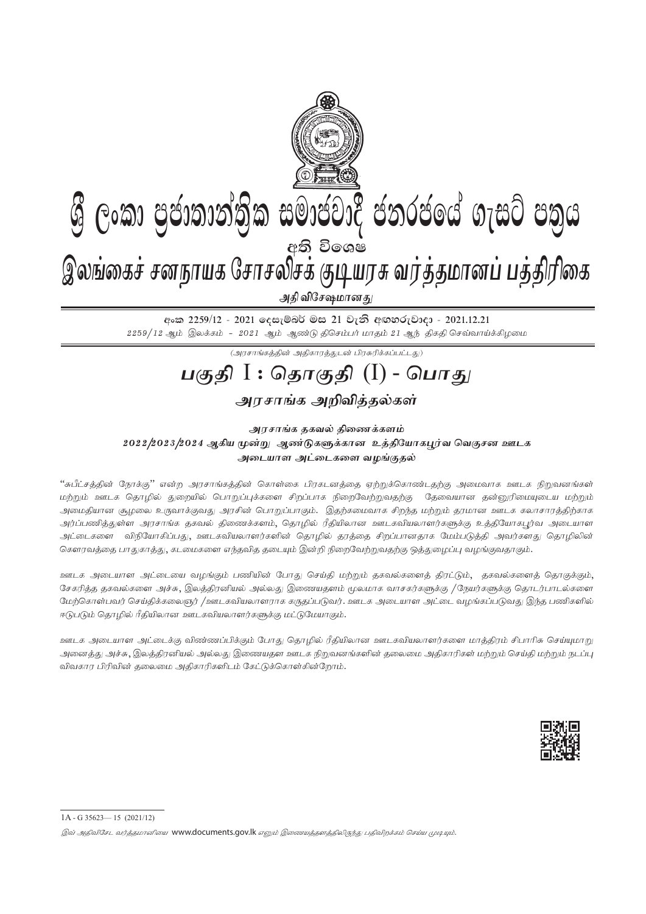# ශ්‍රී ලංකා ප්‍රජාතාන්ත්‍රික සමාජවාදී ජනරජයේ ගැසට් පත්‍රය

අති විශෙෂ

# இலங்கைச் சனநாயக சோசலிசக் குடியரசு வர்த்தமானப் பத்திரிகை

அதி விசேஷமானது

අංක 2259/12 - 2021 දෙසැම්බර් මස 21 වැනි අඟහරුවාදා - 2021.12.21

*2259/12 ஆம் இலக்கம் - 2021 ஆம் ஆண்டு திசெம்பர் மாதம் 21 ஆந் திகதி செவ்வாய்க்கிழமை*

*(அரசாங்கத்தின் அதிகாரத்துடன் பிரசுரிக்கப்பட்டது)*

## பகுதி I : தொகுதி (I) - பொது

### *அரசாங்க அறிவித்தல்கள்*

***அரசாங்க தகவல் திணைக்களம்***

***2022/2023/2024 ஆகிய மூன்று ஆண்டுகளுக்கான உத்தியோகபூர்வ வெகுசன ஊடக அடையாள அட்டைகளை வழங்குதல்***

*"சுபிட்சத்தின் நோக்கு" என்ற அரசாங்கத்தின் கொள்கை பிரகடனத்தை ஏற்றுக்கொண்டதற்கு அமைவாக ஊடக நிறுவனங்கள் மற்றும் ஊடக தொழில் துறையில் பொறுப்புக்களை சிறப்பாக நிறைவேற்றுவதற்கு தேவையான தன்னுரிமையுடைய மற்றும் அமைதியான சூழலை உருவாக்குவது அரசின் பொறுப்பாகும். இதற்கமைவாக சிறந்த மற்றும் தரமான ஊடக கலாசாரத்திற்காக அர்ப்பணித்துள்ள அரசாங்க தகவல் திணைக்களம், தொழில் ரீதியிலான ஊடகவியலாளர்களுக்கு உத்தியோகபூர்வ அடையாள அட்டைகளை விநியோகிப்பது, ஊடகவியலாளர்களின் தொழில் தரத்தை சிறப்பானதாக மேம்படுத்தி அவர்களது தொழிலின் கௌரவத்தை பாதுகாத்து, கடமைகளை எந்தவித தடையும் இன்றி நிறைவேற்றுவதற்கு ஒத்துழைப்பு வழங்குவதாகும்.*

*ஊடக அடையாள அட்டையை வழங்கும் பணியின் போது செய்தி மற்றும் தகவல்களைத் திரட்டும், தகவல்களைத் தொகுக்கும், சேகரித்த தகவல்களை அச்சு, இலத்திரனியல் அல்லது இணையதளம் மூலமாக வாசகர்களுக்கு /நேயர்களுக்கு தொடர்பாடல்களை மேற்கொள்பவர் செய்திக்கலைஞர் /ஊடகவியலாளராக கருதப்படுவர். ஊடக அடையாள அட்டை வழங்கப்படுவது இந்த பணிகளில் ஈடுபடும் தொழில் ரீதியிலான ஊடகவியலாளர்களுக்கு மட்டுமேயாகும்.*

*ஊடக அடையாள அட்டைக்கு விண்ணப்பிக்கும் போது தொழில் ரீதியிலான ஊடகவியலாளர்களை மாத்திரம் சிபாரிசு செய்யுமாறு அனைத்து அச்சு, இலத்திரனியல் அல்லது இணையதள ஊடக நிறுவனங்களின் தலைமை அதிகாரிகள் மற்றும் செய்தி மற்றும் நடப்பு விவகார பிரிவின் தலைமை அதிகாரிகளிடம் கேட்டுக்கொள்கின்றோம்.*

1A - G 35623— 15 (2021/12)

*இவ் அதிவிசேட வர்த்தமானியை* www.documents.gov.lk *எனும் இணையத்தளத்திலிருந்து பதிவிறக்கம் செய்ய முடியும்.*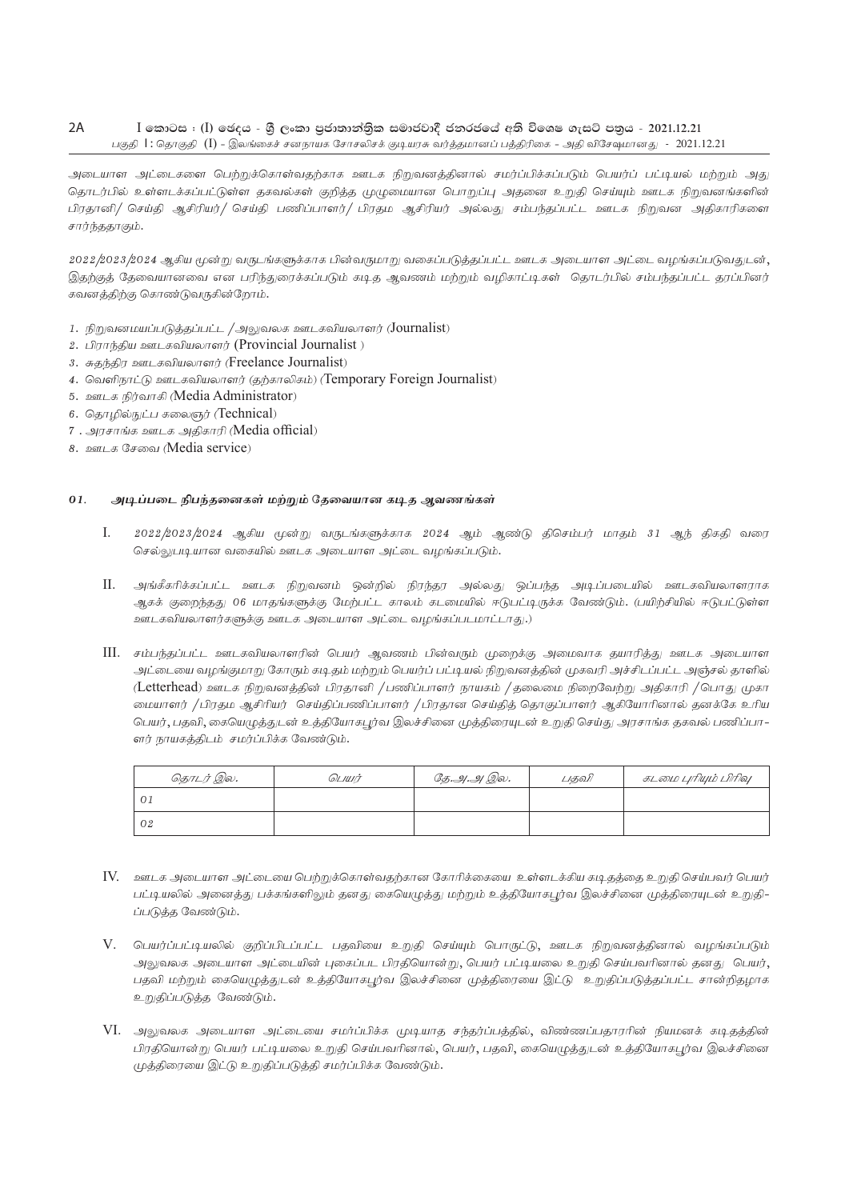அடையாள அட்டைகளை பெற்றுக்கொள்வதற்காக ஊடக நிறுவனத்தினால் சமர்ப்பிக்கப்படும் பெயர்ப் பட்டியல் மற்றும் அது தொடர்பில் உள்ளடக்கப்பட்டுள்ள தகவல்கள் குறித்த முழுமையான பொறுப்பு அதனை உறுதி செய்யும் ஊடக நிறுவனங்களின் பிரதானி/ செய்தி ஆசிரியர்/ செய்தி பணிப்பாளர்/ பிரதம ஆசிரியர் அல்லது சம்பந்தப்பட்ட ஊடக நிறுவன அதிகாரிகளை சார்ந்ததாகும்.

2022/2023/2024 ஆகிய மூன்று வருடங்களுக்காக பின்வருமாறு வகைப்படுத்தப்பட்ட ஊடக அடையாள அட்டை வழங்கப்படுவதுடன், இதற்குத் தேவையானவை என பரிந்துரைக்கப்படும் கடித ஆவணம் மற்றும் வழிகாட்டிகள் தொடர்பில் சம்பந்தப்பட்ட தரப்பினர் கவனத்திற்கு கொண்டுவருகின்றோம்.

1. நிறுவனமயப்படுத்தப்பட்ட /அலுவலக ஊடகவியலாளர் (Journalist)
2. பிராந்திய ஊடகவியலாளர் (Provincial Journalist )
3. சுதந்திர ஊடகவியலாளர் (Freelance Journalist)
4. வெளிநாட்டு ஊடகவியலாளர் (தற்காலிகம்) (Temporary Foreign Journalist)
5. ஊடக நிர்வாகி (Media Administrator)
6. தொழில்நுட்ப கலைஞர் (Technical)
7. அரசாங்க ஊடக அதிகாரி (Media official)
8. ஊடக சேவை (Media service)

### 01. அடிப்படை நிபந்தனைகள் மற்றும் தேவையான கடித ஆவணங்கள்

I. 2022/2023/2024 ஆகிய மூன்று வருடங்களுக்காக 2024 ஆம் ஆண்டு திசெம்பர் மாதம் 31 ஆந் திகதி வரை செல்லுபடியான வகையில் ஊடக அடையாள அட்டை வழங்கப்படும்.

II. அங்கீகரிக்கப்பட்ட ஊடக நிறுவனம் ஒன்றில் நிரந்தர அல்லது ஒப்பந்த அடிப்படையில் ஊடகவியலாளராக ஆகக் குறைந்தது 06 மாதங்களுக்கு மேற்பட்ட காலம் கடமையில் ஈடுபட்டிருக்க வேண்டும். (பயிற்சியில் ஈடுபட்டுள்ள ஊடகவியலாளர்களுக்கு ஊடக அடையாள அட்டை வழங்கப்படமாட்டாது.)

III. சம்பந்தப்பட்ட ஊடகவியலாளரின் பெயர் ஆவணம் பின்வரும் முறைக்கு அமைவாக தயாரித்து ஊடக அடையாள அட்டையை வழங்குமாறு கோரும் கடிதம் மற்றும் பெயர்ப் பட்டியல் நிறுவனத்தின் முகவரி அச்சிடப்பட்ட அஞ்சல் தாளில் (Letterhead) ஊடக நிறுவனத்தின் பிரதானி /பணிப்பாளர் நாயகம் /தலைமை நிறைவேற்று அதிகாரி /பொது முகாமையாளர் /பிரதம ஆசிரியர் செய்திப்பணிப்பாளர் /பிரதான செய்தித் தொகுப்பாளர் ஆகியோரினால் தனக்கே உரிய பெயர், பதவி, கையெழுத்துடன் உத்தியோகபூர்வ இலச்சினை முத்திரையுடன் உறுதி செய்து அரசாங்க தகவல் பணிப்பாளர் நாயகத்திடம் சமர்ப்பிக்க வேண்டும்.

| தொடர் இல. | பெயர் | தே.அ.அ இல. | பதவி | கடமை புரியும் பிரிவு |
|---|---|---|---|---|
| 01 | | | | |
| 02 | | | | |

IV. ஊடக அடையாள அட்டையை பெற்றுக்கொள்வதற்கான கோரிக்கையை உள்ளடக்கிய கடிதத்தை உறுதி செய்பவர் பெயர் பட்டியலில் அனைத்து பக்கங்களிலும் தனது கையெழுத்து மற்றும் உத்தியோகபூர்வ இலச்சினை முத்திரையுடன் உறுதிப்படுத்த வேண்டும்.

V. பெயர்ப்பட்டியலில் குறிப்பிடப்பட்ட பதவியை உறுதி செய்யும் பொருட்டு, ஊடக நிறுவனத்தினால் வழங்கப்படும் அலுவலக அடையாள அட்டையின் புகைப்பட பிரதியொன்று, பெயர் பட்டியலை உறுதி செய்பவரினால் தனது பெயர், பதவி மற்றும் கையெழுத்துடன் உத்தியோகபூர்வ இலச்சினை முத்திரையை இட்டு உறுதிப்படுத்தப்பட்ட சான்றிதழாக உறுதிப்படுத்த வேண்டும்.

VI. அலுவலக அடையாள அட்டையை சமர்ப்பிக்க முடியாத சந்தர்ப்பத்தில், விண்ணப்பதாரரின் நியமனக் கடிதத்தின் பிரதியொன்று பெயர் பட்டியலை உறுதி செய்பவரினால், பெயர், பதவி, கையெழுத்துடன் உத்தியோகபூர்வ இலச்சினை முத்திரையை இட்டு உறுதிப்படுத்தி சமர்ப்பிக்க வேண்டும்.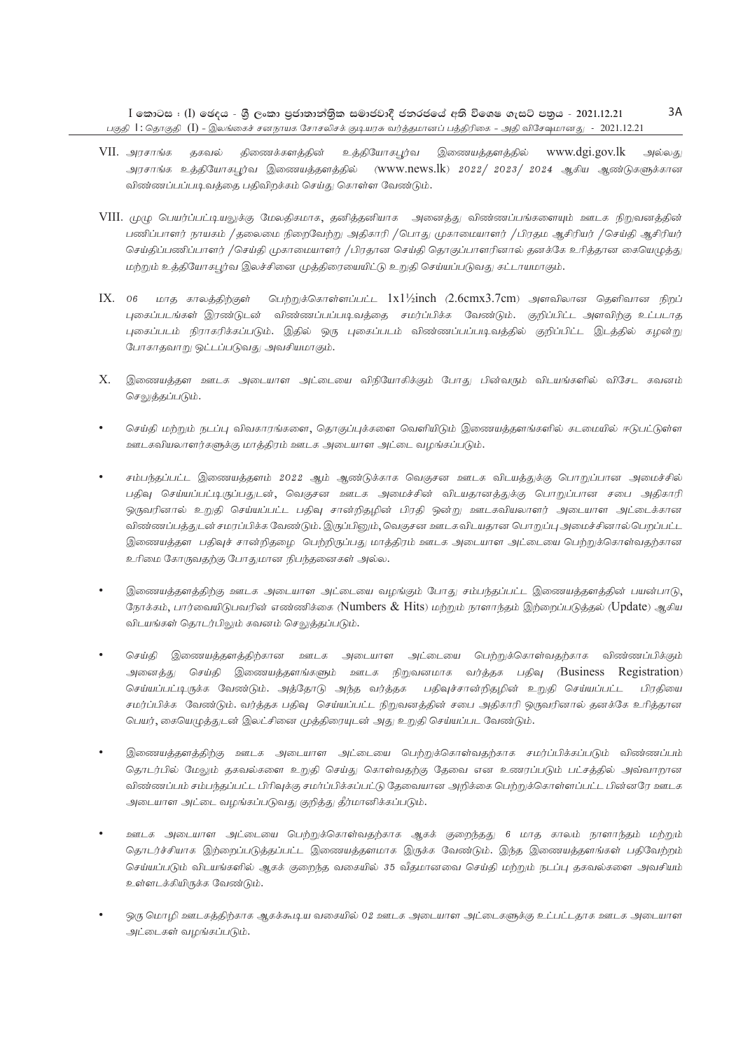VII. அரசாங்க தகவல் திணைக்களத்தின் உத்தியோகபூர்வ இணையத்தளத்தில் www.dgi.gov.lk அல்லது அரசாங்க உத்தியோகபூர்வ இணையத்தளத்தில் (www.news.lk) *2022/ 2023/ 2024* ஆகிய ஆண்டுகளுக்கான விண்ணப்பப்படிவத்தை பதிவிறக்கம் செய்து கொள்ள வேண்டும்.

VIII. முழு பெயர்ப்பட்டியலுக்கு மேலதிகமாக, தனித்தனியாக அனைத்து விண்ணப்பங்களையும் ஊடக நிறுவனத்தின் பணிப்பாளர் நாயகம் /தலைமை நிறைவேற்று அதிகாரி /பொது முகாமையாளர் /பிரதம ஆசிரியர் /செய்தி ஆசிரியர் செய்திப்பணிப்பாளர் /செய்தி முகாமையாளர் /பிரதான செய்தி தொகுப்பாளரினால் தனக்கே உரித்தான கையெழுத்து மற்றும் உத்தியோகபூர்வ இலச்சினை முத்திரையையிட்டு உறுதி செய்யப்படுவது கட்டாயமாகும்.

IX. *06* மாத காலத்திற்குள் பெற்றுக்கொள்ளப்பட்ட 1x1½inch (2.6cmx3.7cm) அளவிலான தெளிவான நிறப் புகைப்படங்கள் இரண்டுடன் விண்ணப்பப்படிவத்தை சமர்ப்பிக்க வேண்டும். குறிப்பிட்ட அளவிற்கு உட்படாத புகைப்படம் நிராகரிக்கப்படும். இதில் ஒரு புகைப்படம் விண்ணப்பப்படிவத்தில் குறிப்பிட்ட இடத்தில் கழன்று போகாதவாறு ஒட்டப்படுவது அவசியமாகும்.

X. இணையத்தள ஊடக அடையாள அட்டையை விநியோகிக்கும் போது பின்வரும் விடயங்களில் விசேட கவனம் செலுத்தப்படும்.

- செய்தி மற்றும் நடப்பு விவகாரங்களை, தொகுப்புக்களை வெளியிடும் இணையத்தளங்களில் கடமையில் ஈடுபட்டுள்ள ஊடகவியலாளர்களுக்கு மாத்திரம் ஊடக அடையாள அட்டை வழங்கப்படும்.
- சம்பந்தப்பட்ட இணையத்தளம் *2022* ஆம் ஆண்டுக்காக வெகுசன ஊடக விடயத்துக்கு பொறுப்பான அமைச்சில் பதிவு செய்யப்பட்டிருப்பதுடன், வெகுசன ஊடக அமைச்சின் விடயதானத்துக்கு பொறுப்பான சபை அதிகாரி ஒருவரினால் உறுதி செய்யப்பட்ட பதிவு சான்றிதழின் பிரதி ஒன்று ஊடகவியலாளர் அடையாள அட்டைக்கான விண்ணப்பத்துடன் சமர்ப்பிக்க வேண்டும். இருப்பினும், வெகுசன ஊடகவிடயதான பொறுப்பு அமைச்சினால் பெறப்பட்ட இணையத்தள பதிவுச் சான்றிதழை பெற்றிருப்பது மாத்திரம் ஊடக அடையாள அட்டையை பெற்றுக்கொள்வதற்கான உரிமை கோருவதற்கு போதுமான நிபந்தனைகள் அல்ல.
- இணையத்தளத்திற்கு ஊடக அடையாள அட்டையை வழங்கும் போது சம்பந்தப்பட்ட இணையத்தளத்தின் பயன்பாடு, நோக்கம், பார்வையிடுபவரின் எண்ணிக்கை (Numbers & Hits) மற்றும் நாளாந்தம் இற்றைப்படுத்தல் (Update) ஆகிய விடயங்கள் தொடர்பிலும் கவனம் செலுத்தப்படும்.
- செய்தி இணையத்தளத்திற்கான ஊடக அடையாள அட்டையை பெற்றுக்கொள்வதற்காக விண்ணப்பிக்கும் அனைத்து செய்தி இணையத்தளங்களும் ஊடக நிறுவனமாக வர்த்தக பதிவு (Business Registration) செய்யப்பட்டிருக்க வேண்டும். அத்தோடு அந்த வர்த்தக பதிவுச்சான்றிதழின் உறுதி செய்யப்பட்ட பிரதியை சமர்ப்பிக்க வேண்டும். வர்த்தக பதிவு செய்யப்பட்ட நிறுவனத்தின் சபை அதிகாரி ஒருவரினால் தனக்கே உரித்தான பெயர், கையெழுத்துடன் இலட்சினை முத்திரையுடன் அது உறுதி செய்யப்பட வேண்டும்.
- இணையத்தளத்திற்கு ஊடக அடையாள அட்டையை பெற்றுக்கொள்வதற்காக சமர்ப்பிக்கப்படும் விண்ணப்பம் தொடர்பில் மேலும் தகவல்களை உறுதி செய்து கொள்வதற்கு தேவை என உணரப்படும் பட்சத்தில் அவ்வாறான விண்ணப்பம் சம்பந்தப்பட்ட பிரிவுக்கு சமர்ப்பிக்கப்பட்டு தேவையான அறிக்கை பெற்றுக்கொள்ளப்பட்ட பின்னரே ஊடக அடையாள அட்டை வழங்கப்படுவது குறித்து தீர்மானிக்கப்படும்.
- ஊடக அடையாள அட்டையை பெற்றுக்கொள்வதற்காக ஆகக் குறைந்தது *6* மாத காலம் நாளாந்தம் மற்றும் தொடர்ச்சியாக இற்றைப்படுத்தப்பட்ட இணையத்தளமாக இருக்க வேண்டும். இந்த இணையத்தளங்கள் பதிவேற்றம் செய்யப்படும் விடயங்களில் ஆகக் குறைந்த வகையில் *35* வீதமானவை செய்தி மற்றும் நடப்பு தகவல்களை அவசியம் உள்ளடக்கியிருக்க வேண்டும்.
- ஒரு மொழி ஊடகத்திற்காக ஆகக்கூடிய வகையில் *02* ஊடக அடையாள அட்டைகளுக்கு உட்பட்டதாக ஊடக அடையாள அட்டைகள் வழங்கப்படும்.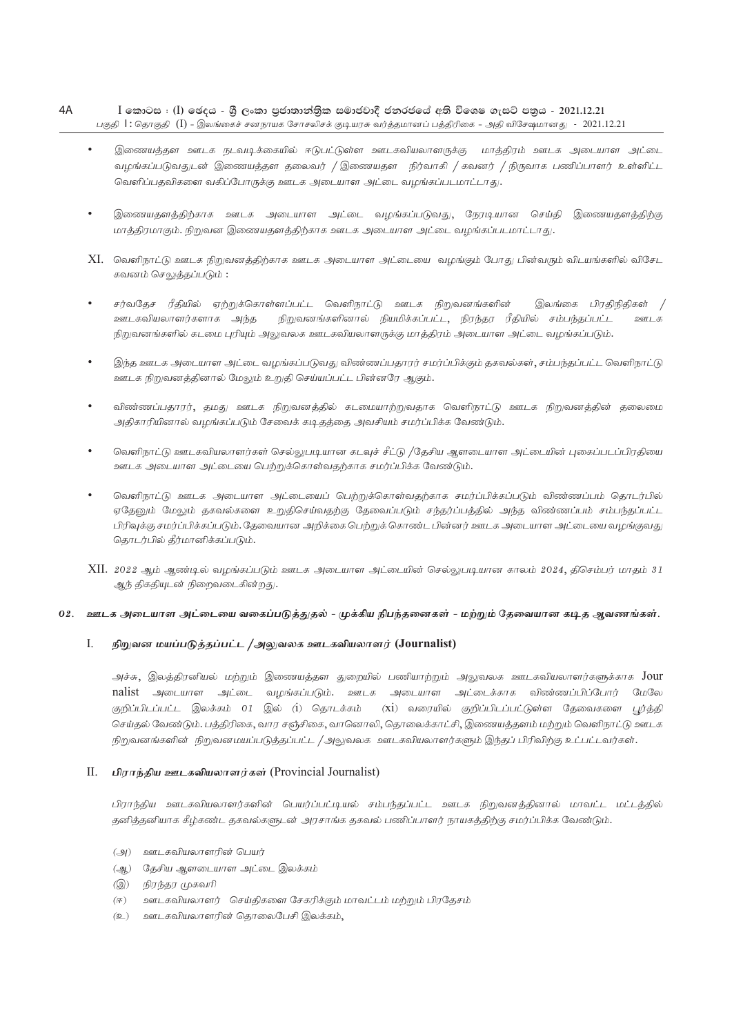- இணையத்தள ஊடக நடவடிக்கையில் ஈடுபட்டுள்ள ஊடகவியலாளருக்கு மாத்திரம் ஊடக அடையாள அட்டை வழங்கப்படுவதுடன் இணையத்தள தலைவர் / இணையதள நிர்வாகி / கவனர் / நிருவாக பணிப்பாளர் உள்ளிட்ட வெளிப்பதவிகளை வகிப்போருக்கு ஊடக அடையாள அட்டை வழங்கப்படமாட்டாது.

- இணையதளத்திற்காக ஊடக அடையாள அட்டை வழங்கப்படுவது, நேரடியான செய்தி இணையதளத்திற்கு மாத்திரமாகும். நிறுவன இணையதளத்திற்காக ஊடக அடையாள அட்டை வழங்கப்படமாட்டாது.

XI. வெளிநாட்டு ஊடக நிறுவனத்திற்காக ஊடக அடையாள அட்டையை வழங்கும் போது பின்வரும் விடயங்களில் விசேட கவனம் செலுத்தப்படும் :

- சர்வதேச ரீதியில் ஏற்றுக்கொள்ளப்பட்ட வெளிநாட்டு ஊடக நிறுவனங்களின் இலங்கை பிரதிநிதிகள் / ஊடகவியலாளர்களாக அந்த நிறுவனங்களினால் நியமிக்கப்பட்ட, நிரந்தர ரீதியில் சம்பந்தப்பட்ட ஊடக நிறுவனங்களில் கடமை புரியும் அலுவலக ஊடகவியலாளருக்கு மாத்திரம் அடையாள அட்டை வழங்கப்படும்.

- இந்த ஊடக அடையாள அட்டை வழங்கப்படுவது விண்ணப்பதாரர் சமர்ப்பிக்கும் தகவல்கள், சம்பந்தப்பட்ட வெளிநாட்டு ஊடக நிறுவனத்தினால் மேலும் உறுதி செய்யப்பட்ட பின்னரே ஆகும்.

- விண்ணப்பதாரர், தமது ஊடக நிறுவனத்தில் கடமையாற்றுவதாக வெளிநாட்டு ஊடக நிறுவனத்தின் தலைமை அதிகாரியினால் வழங்கப்படும் சேவைக் கடிதத்தை அவசியம் சமர்ப்பிக்க வேண்டும்.

- வெளிநாட்டு ஊடகவியலாளர்கள் செல்லுபடியான கடவுச் சீட்டு /தேசிய ஆளடையாள அட்டையின் புகைப்படப்பிரதியை ஊடக அடையாள அட்டையை பெற்றுக்கொள்வதற்காக சமர்ப்பிக்க வேண்டும்.

- வெளிநாட்டு ஊடக அடையாள அட்டையைப் பெற்றுக்கொள்வதற்காக சமர்ப்பிக்கப்படும் விண்ணப்பம் தொடர்பில் ஏதேனும் மேலும் தகவல்களை உறுதிசெய்வதற்கு தேவைப்படும் சந்தர்ப்பத்தில் அந்த விண்ணப்பம் சம்பந்தப்பட்ட பிரிவுக்கு சமர்ப்பிக்கப்படும். தேவையான அறிக்கை பெற்றுக் கொண்ட பின்னர் ஊடக அடையாள அட்டையை வழங்குவது தொடர்பில் தீர்மானிக்கப்படும்.

XII. *2022 ஆம் ஆண்டில் வழங்கப்படும் ஊடக அடையாள அட்டையின் செல்லுபடியான காலம் 2024, திசெம்பர் மாதம் 31 ஆந் திகதியுடன் நிறைவடைகின்றது.*

## 02. ஊடக அடையாள அட்டையை வகைப்படுத்துதல் - முக்கிய நிபந்தனைகள் - மற்றும் தேவையான கடித ஆவணங்கள்.

### I. நிறுவன மயப்படுத்தப்பட்ட /அலுவலக ஊடகவியலாளர் (Journalist)

அச்சு, இலத்திரனியல் மற்றும் இணையத்தள துறையில் பணியாற்றும் அலுவலக ஊடகவியலாளர்களுக்காக Journalist அடையாள அட்டை வழங்கப்படும். ஊடக அடையாள அட்டைக்காக விண்ணப்பிப்போர் மேலே குறிப்பிடப்பட்ட இலக்கம் 01 இல் (i) தொடக்கம் (xi) வரையில் குறிப்பிடப்பட்டுள்ள தேவைகளை பூர்த்தி செய்தல் வேண்டும். பத்திரிகை, வார சஞ்சிகை, வானொலி, தொலைக்காட்சி, இணையத்தளம் மற்றும் வெளிநாட்டு ஊடக நிறுவனங்களின் நிறுவனமயப்படுத்தப்பட்ட /அலுவலக ஊடகவியலாளர்களும் இந்தப் பிரிவிற்கு உட்பட்டவர்கள்.

### II. பிராந்திய ஊடகவியலாளர்கள் (Provincial Journalist)

பிராந்திய ஊடகவியலாளர்களின் பெயர்ப்பட்டியல் சம்பந்தப்பட்ட ஊடக நிறுவனத்தினால் மாவட்ட மட்டத்தில் தனித்தனியாக கீழ்கண்ட தகவல்களுடன் அரசாங்க தகவல் பணிப்பாளர் நாயகத்திற்கு சமர்ப்பிக்க வேண்டும்.

(அ) ஊடகவியலாளரின் பெயர்
(ஆ) தேசிய ஆளடையாள அட்டை இலக்கம்
(இ) நிரந்தர முகவரி
(ஈ) ஊடகவியலாளர் செய்திகளை சேகரிக்கும் மாவட்டம் மற்றும் பிரதேசம்
(உ) ஊடகவியலாளரின் தொலைபேசி இலக்கம்,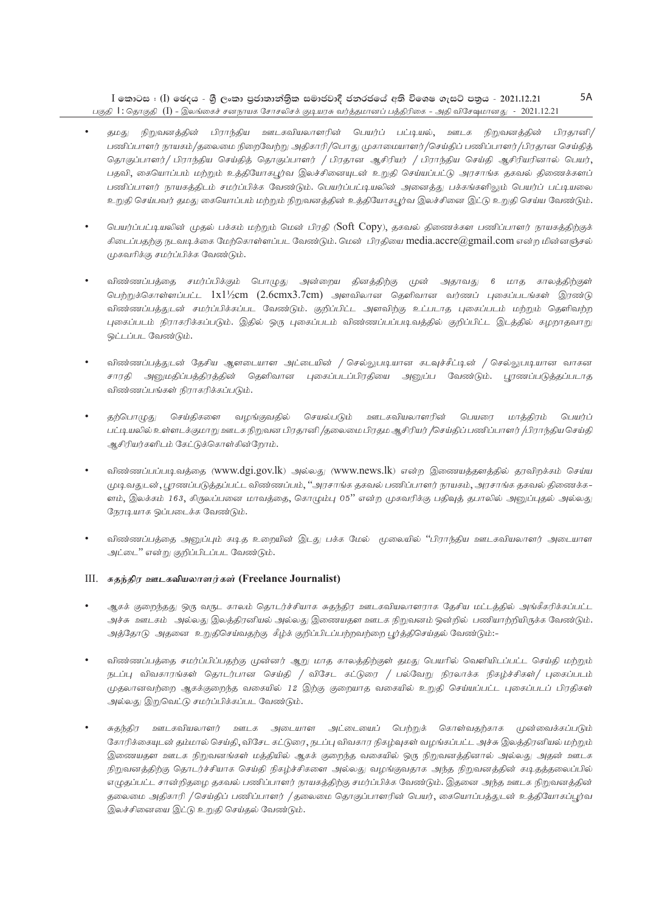- தமது நிறுவனத்தின் பிராந்திய ஊடகவியலாளரின் பெயர்ப் பட்டியல், ஊடக நிறுவனத்தின் பிரதானி/ பணிப்பாளர் நாயகம்/தலைமை நிறைவேற்று அதிகாரி/பொது முகாமையாளர்/செய்திப் பணிப்பாளர்/பிரதான செய்தித் தொகுப்பாளர்/ பிராந்திய செய்தித் தொகுப்பாளர் / பிரதான ஆசிரியர் / பிராந்திய செய்தி ஆசிரியரினால் பெயர், பதவி, கையொப்பம் மற்றும் உத்தியோகபூர்வ இலச்சினையுடன் உறுதி செய்யப்பட்டு அரசாங்க தகவல் திணைக்களப் பணிப்பாளர் நாயகத்திடம் சமர்ப்பிக்க வேண்டும். பெயர்ப்பட்டியலின் அனைத்து பக்கங்களிலும் பெயர்ப் பட்டியலை உறுதி செய்பவர் தமது கையொப்பம் மற்றும் நிறுவனத்தின் உத்தியோகபூர்வ இலச்சினை இட்டு உறுதி செய்ய வேண்டும்.

- பெயர்ப்பட்டியலின் முதல் பக்கம் மற்றும் மென் பிரதி (Soft Copy), தகவல் திணைக்கள பணிப்பாளர் நாயகத்திற்குக் கிடைப்பதற்கு நடவடிக்கை மேற்கொள்ளப்பட வேண்டும். மென் பிரதியை media.accre@gmail.com என்ற மின்னஞ்சல் முகவரிக்கு சமர்ப்பிக்க வேண்டும்.

- விண்ணப்பத்தை சமர்ப்பிக்கும் பொழுது அன்றைய தினத்திற்கு முன் அதாவது 6 மாத காலத்திற்குள் பெற்றுக்கொள்ளப்பட்ட 1x1½cm (2.6cmx3.7cm) அளவிலான தெளிவான வர்ணப் புகைப்படங்கள் இரண்டு விண்ணப்பத்துடன் சமர்ப்பிக்கப்பட வேண்டும். குறிப்பிட்ட அளவிற்கு உட்படாத புகைப்படம் மற்றும் தெளிவற்ற புகைப்படம் நிராகரிக்கப்படும். இதில் ஒரு புகைப்படம் விண்ணப்பப்படிவத்தில் குறிப்பிட்ட இடத்தில் கழறாதவாறு ஒட்டப்பட வேண்டும்.

- விண்ணப்பத்துடன் தேசிய ஆளடையாள அட்டையின் / செல்லுபடியான கடவுச்சீட்டின் / செல்லுபடியான வாகன சாரதி அனுமதிப்பத்திரத்தின் தெளிவான புகைப்படப்பிரதியை அனுப்ப வேண்டும். பூரணப்படுத்தப்படாத விண்ணப்பங்கள் நிராகரிக்கப்படும்.

- தற்பொழுது செய்திகளை வழங்குவதில் செயல்படும் ஊடகவியலாளரின் பெயரை மாத்திரம் பெயர்ப் பட்டியலில் உள்ளடக்குமாறு ஊடக நிறுவன பிரதானி /தலைமை பிரதம ஆசிரியர் /செய்திப் பணிப்பாளர் /பிராந்திய செய்தி ஆசிரியர்களிடம் கேட்டுக்கொள்கின்றோம்.

- விண்ணப்பப்படிவத்தை (www.dgi.gov.lk) அல்லது (www.news.lk) என்ற இணையத்தளத்தில் தரவிறக்கம் செய்ய முடிவதுடன், பூரணப்படுத்தப்பட்ட விண்ணப்பம், "அரசாங்க தகவல் பணிப்பாளர் நாயகம், அரசாங்க தகவல் திணைக்களம், இலக்கம் 163, கிருலப்பனை மாவத்தை, கொழும்பு 05" என்ற முகவரிக்கு பதிவுத் தபாலில் அனுப்புதல் அல்லது நேரடியாக ஒப்படைக்க வேண்டும்.

- விண்ணப்பத்தை அனுப்பும் கடித உறையின் இடது பக்க மேல் மூலையில் "பிராந்திய ஊடகவியலாளர் அடையாள அட்டை" என்று குறிப்பிடப்பட வேண்டும்.

### III. *சுதந்திர ஊடகவியலாளர்கள்* (Freelance Journalist)

- ஆகக் குறைந்தது ஒரு வருட காலம் தொடர்ச்சியாக சுதந்திர ஊடகவியலாளராக தேசிய மட்டத்தில் அங்கீகரிக்கப்பட்ட அச்சு ஊடகம் அல்லது இலத்திரனியல் அல்லது இணையதள ஊடக நிறுவனம் ஒன்றில் பணியாற்றியிருக்க வேண்டும். அத்தோடு அதனை உறுதிசெய்வதற்கு கீழ்க் குறிப்பிடப்பற்றவற்றை பூர்த்திசெய்தல் வேண்டும்:-

- விண்ணப்பத்தை சமர்ப்பிப்பதற்கு முன்னர் ஆறு மாத காலத்திற்குள் தமது பெயரில் வெளியிடப்பட்ட செய்தி மற்றும் நடப்பு விவகாரங்கள் தொடர்பான செய்தி / விசேட கட்டுரை / பல்வேறு நிரலாக்க நிகழ்ச்சிகள்/ புகைப்படம் முதலானவற்றை ஆகக்குறைந்த வகையில் 12 இற்கு குறையாத வகையில் உறுதி செய்யப்பட்ட புகைப்படப் பிரதிகள் அல்லது இறுவெட்டு சமர்ப்பிக்கப்பட வேண்டும்.

- சுதந்திர ஊடகவியலாளர் ஊடக அடையாள அட்டையைப் பெற்றுக் கொள்வதற்காக முன்வைக்கப்படும் கோரிக்கையுடன் தம்மால் செய்தி, விசேட கட்டுரை, நடப்பு விவகார நிகழ்வுகள் வழங்கப்பட்ட அச்சு இலத்திரனியல் மற்றும் இணையதள ஊடக நிறுவனங்கள் மத்தியில் ஆகக் குறைந்த வகையில் ஒரு நிறுவனத்தினால் அல்லது அதன் ஊடக நிறுவனத்திற்கு தொடர்ச்சியாக செய்தி நிகழ்ச்சிகளை அல்லது வழங்குவதாக அந்த நிறுவனத்தின் கடிதத்தலைப்பில் எழுதப்பட்ட சான்றிதழை தகவல் பணிப்பாளர் நாயகத்திற்கு சமர்ப்பிக்க வேண்டும். இதனை அந்த ஊடக நிறுவனத்தின் தலைமை அதிகாரி /செய்திப் பணிப்பாளர் /தலைமை தொகுப்பாளரின் பெயர், கையொப்பத்துடன் உத்தியோகப்பூர்வ இலச்சினையை இட்டு உறுதி செய்தல் வேண்டும்.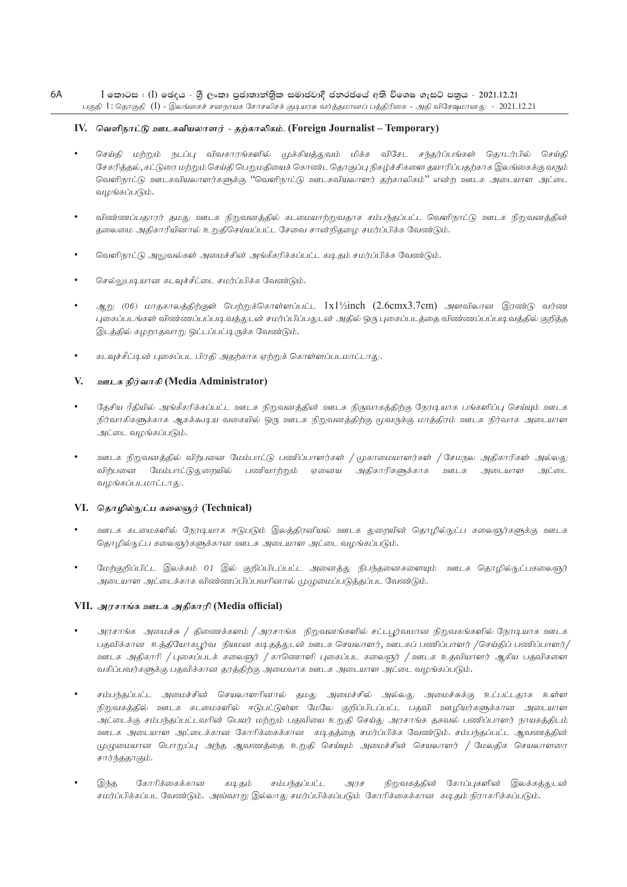## IV. வெளிநாட்டு ஊடகவியலாளர் - தற்காலிகம். (Foreign Journalist – Temporary)

- செய்தி மற்றும் நடப்பு விவகாரங்களில் முக்கியத்துவம் மிக்க விசேட சந்தர்ப்பங்கள் தொடர்பில் செய்தி சேகரித்தல், கட்டுரை மற்றும் செய்தி பெறுமதியைக் கொண்ட தொகுப்பு நிகழ்ச்சிகளை தயாரிப்பதற்காக இலங்கைக்கு வரும் வெளிநாட்டு ஊடகவியலாளர்களுக்கு "வெளிநாட்டு ஊடகவியலாளர் தற்காலிகம்" என்ற ஊடக அடையாள அட்டை வழங்கப்படும்.
- விண்ணப்பதாரர் தமது ஊடக நிறுவனத்தில் கடமையாற்றுவதாக சம்பந்தப்பட்ட வெளிநாட்டு ஊடக நிறுவனத்தின் தலைமை அதிகாரியினால் உறுதிசெய்யப்பட்ட சேவை சான்றிதழை சமர்ப்பிக்க வேண்டும்.
- வெளிநாட்டு அலுவல்கள் அமைச்சின் அங்கீகரிக்கப்பட்ட கடிதம் சமர்ப்பிக்க வேண்டும்.
- செல்லுபடியான கடவுச்சீட்டை சமர்ப்பிக்க வேண்டும்.
- ஆறு (06) மாதகாலத்திற்குள் பெற்றுக்கொள்ளப்பட்ட 1x1½inch (2.6cmx3.7cm) அளவிலான இரண்டு வர்ண புகைப்படங்கள் விண்ணப்பப்படிவத்துடன் சமர்ப்பிப்பதுடன் அதில் ஒரு புகைப்படத்தை விண்ணப்பப்படிவத்தில் குறித்த இடத்தில் கழறாதவாறு ஒட்டப்பட்டிருக்க வேண்டும்.
- கடவுச்சீட்டின் புகைப்பட பிரதி அதற்காக ஏற்றுக் கொள்ளப்படமாட்டாது.

## V. ஊடக நிர்வாகி (Media Administrator)

- தேசிய ரீதியில் அங்கீகரிக்கப்பட்ட ஊடக நிறுவனத்தின் ஊடக நிருவாகத்திற்கு நேரடியாக பங்களிப்பு செய்யும் ஊடக நிர்வாகிகளுக்காக ஆகக்கூடிய வகையில் ஒரு ஊடக நிறுவனத்திற்கு மூவருக்கு மாத்திரம் ஊடக நிர்வாக அடையாள அட்டை வழங்கப்படும்.
- ஊடக நிறுவனத்தில் விற்பனை மேம்பாட்டு பணிப்பாளர்கள் / முகாமையாளர்கள் / சேமநல அதிகாரிகள் அல்லது விற்பனை மேம்பாட்டுதுறையில் பணியாற்றும் ஏனைய அதிகாரிகளுக்காக ஊடக அடையாள அட்டை வழங்கப்படமாட்டாது.

## VI. தொழில்நுட்ப கலைஞர் (Technical)

- ஊடக கடமைகளில் நேரடியாக ஈடுபடும் இலத்திரனியல் ஊடக துறையின் தொழில்நுட்ப கலைஞர்களுக்கு ஊடக தொழில்நுட்ப கலைஞர்களுக்கான ஊடக அடையாள அட்டை வழங்கப்படும்.
- மேற்குறிப்பிட்ட இலக்கம் 01 இல் குறிப்பிடப்பட்ட அனைத்து நிபந்தனைகளையும் ஊடக தொழில்நுட்பகலைஞர் அடையாள அட்டைக்காக விண்ணப்பிப்பவரினால் முழுமைப்படுத்தப்பட வேண்டும்.

## VII. அரசாங்க ஊடக அதிகாரி (Media official)

- அரசாங்க அமைச்சு / திணைக்களம் / அரசாங்க நிறுவனங்களில் சட்டபூர்வமான நிறுவகங்களில் நேரடியாக ஊடக பதவிக்கான உத்தியோகபூர்வ நியமன கடிதத்துடன் ஊடக செயலாளர், ஊடகப் பணிப்பாளர் / செய்திப் பணிப்பாளர் / ஊடக அதிகாரி / புகைப்படக் கலைஞர் / காணொளி புகைப்பட கலைஞர் / ஊடக உதவியாளர் ஆகிய பதவிகளை வகிப்பவர்களுக்கு பதவிக்கான தரத்திற்கு அமைவாக ஊடக அடையாள அட்டை வழங்கப்படும்.
- சம்பந்தப்பட்ட அமைச்சின் செயலாளரினால் தமது அமைச்சில் அல்லது அமைச்சுக்கு உட்பட்டதாக உள்ள நிறுவகத்தில் ஊடக கடமைகளில் ஈடுபட்டுள்ள மேலே குறிப்பிடப்பட்ட பதவி ஊழியர்களுக்கான அடையாள அட்டைக்கு சம்பந்தப்பட்டவரின் பெயர் மற்றும் பதவியை உறுதி செய்து அரசாங்க தகவல் பணிப்பாளர் நாயகத்திடம் ஊடக அடையாள அட்டைக்கான கோரிக்கைக்கான கடிதத்தை சமர்ப்பிக்க வேண்டும். சம்பந்தப்பட்ட ஆவணத்தின் முழுமையான பொறுப்பு அந்த ஆவணத்தை உறுதி செய்யும் அமைச்சின் செயலாளர் / மேலதிக செயலாளரை சார்ந்ததாகும்.
- இந்த கோரிக்கைக்கான கடிதம் சம்பந்தப்பட்ட அரச நிறுவகத்தின் கோப்புகளின் இலக்கத்துடன் சமர்ப்பிக்கப்பட வேண்டும். அவ்வாறு இல்லாது சமர்ப்பிக்கப்படும் கோரிக்கைக்கான கடிதம் நிராகரிக்கப்படும்.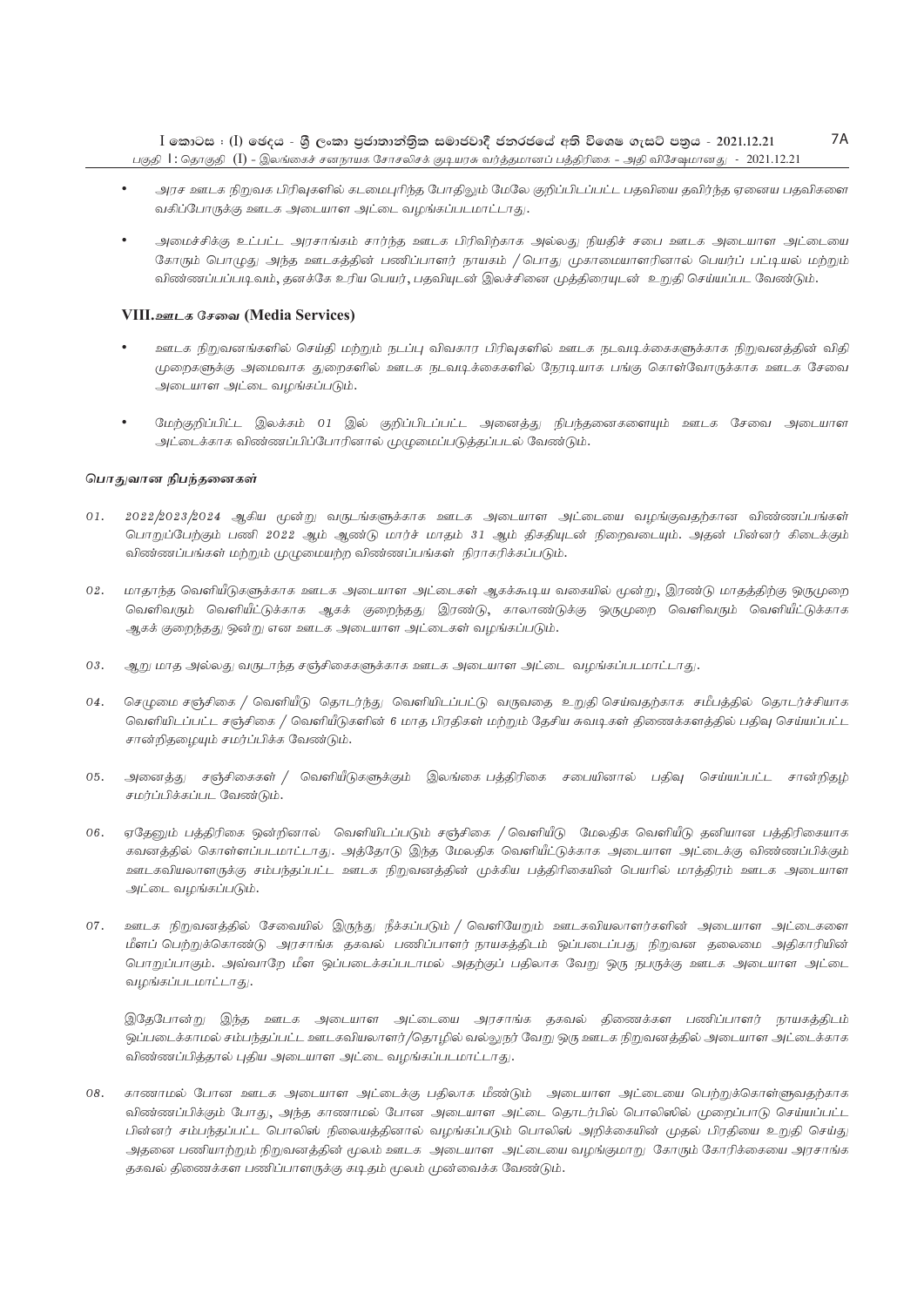- அரச ஊடக நிறுவக பிரிவுகளில் கடமைபுரிந்த போதிலும் மேலே குறிப்பிடப்பட்ட பதவியை தவிர்ந்த ஏனைய பதவிகளை வகிப்போருக்கு ஊடக அடையாள அட்டை வழங்கப்படமாட்டாது.

- அமைச்சிக்கு உட்பட்ட அரசாங்கம் சார்ந்த ஊடக பிரிவிற்காக அல்லது நியதிச் சபை ஊடக அடையாள அட்டையை கோரும் பொழுது அந்த ஊடகத்தின் பணிப்பாளர் நாயகம் / பொது முகாமையாளரினால் பெயர்ப் பட்டியல் மற்றும் விண்ணப்பப்படிவம், தனக்கே உரிய பெயர், பதவியுடன் இலச்சினை முத்திரையுடன் உறுதி செய்யப்பட வேண்டும்.

### VIII. ஊடக சேவை (Media Services)

- ஊடக நிறுவனங்களில் செய்தி மற்றும் நடப்பு விவகார பிரிவுகளில் ஊடக நடவடிக்கைகளுக்காக நிறுவனத்தின் விதி முறைகளுக்கு அமைவாக துறைகளில் ஊடக நடவடிக்கைகளில் நேரடியாக பங்கு கொள்வோருக்காக ஊடக சேவை அடையாள அட்டை வழங்கப்படும்.

- மேற்குறிப்பிட்ட இலக்கம் 01 இல் குறிப்பிடப்பட்ட அனைத்து நிபந்தனைகளையும் ஊடக சேவை அடையாள அட்டைக்காக விண்ணப்பிப்போரினால் முழுமைப்படுத்தப்படல் வேண்டும்.

### பொதுவான நிபந்தனைகள்

01. 2022/2023/2024 ஆகிய மூன்று வருடங்களுக்காக ஊடக அடையாள அட்டையை வழங்குவதற்கான விண்ணப்பங்கள் பொறுப்பேற்கும் பணி 2022 ஆம் ஆண்டு மார்ச் மாதம் 31 ஆம் திகதியுடன் நிறைவடையும். அதன் பின்னர் கிடைக்கும் விண்ணப்பங்கள் மற்றும் முழுமையற்ற விண்ணப்பங்கள் நிராகரிக்கப்படும்.

02. மாதாந்த வெளியீடுகளுக்காக ஊடக அடையாள அட்டைகள் ஆகக்கூடிய வகையில் மூன்று, இரண்டு மாதத்திற்கு ஒருமுறை வெளிவரும் வெளியீட்டுக்காக ஆகக் குறைந்தது இரண்டு, காலாண்டுக்கு ஒருமுறை வெளிவரும் வெளியீட்டுக்காக ஆகக் குறைந்தது ஒன்று என ஊடக அடையாள அட்டைகள் வழங்கப்படும்.

03. ஆறு மாத அல்லது வருடாந்த சஞ்சிகைகளுக்காக ஊடக அடையாள அட்டை வழங்கப்படமாட்டாது.

04. செழுமை சஞ்சிகை / வெளியீடு தொடர்ந்து வெளியிடப்பட்டு வருவதை உறுதி செய்வதற்காக சமீபத்தில் தொடர்ச்சியாக வெளியிடப்பட்ட சஞ்சிகை / வெளியீடுகளின் 6 மாத பிரதிகள் மற்றும் தேசிய சுவடிகள் திணைக்களத்தில் பதிவு செய்யப்பட்ட சான்றிதழையும் சமர்ப்பிக்க வேண்டும்.

05. அனைத்து சஞ்சிகைகள் / வெளியீடுகளுக்கும் இலங்கை பத்திரிகை சபையினால் பதிவு செய்யப்பட்ட சான்றிதழ் சமர்ப்பிக்கப்பட வேண்டும்.

06. ஏதேனும் பத்திரிகை ஒன்றினால் வெளியிடப்படும் சஞ்சிகை / வெளியீடு மேலதிக வெளியீடு தனியான பத்திரிகையாக கவனத்தில் கொள்ளப்படமாட்டாது. அத்தோடு இந்த மேலதிக வெளியீட்டுக்காக அடையாள அட்டைக்கு விண்ணப்பிக்கும் ஊடகவியலாளருக்கு சம்பந்தப்பட்ட ஊடக நிறுவனத்தின் முக்கிய பத்திரிகையின் பெயரில் மாத்திரம் ஊடக அடையாள அட்டை வழங்கப்படும்.

07. ஊடக நிறுவனத்தில் சேவையில் இருந்து நீக்கப்படும் / வெளியேறும் ஊடகவியலாளர்களின் அடையாள அட்டைகளை மீளப் பெற்றுக்கொண்டு அரசாங்க தகவல் பணிப்பாளர் நாயகத்திடம் ஒப்படைப்பது நிறுவன தலைமை அதிகாரியின் பொறுப்பாகும். அவ்வாறே மீள ஒப்படைக்கப்படாமல் அதற்குப் பதிலாக வேறு ஒரு நபருக்கு ஊடக அடையாள அட்டை வழங்கப்படமாட்டாது.

    இதேபோன்று இந்த ஊடக அடையாள அட்டையை அரசாங்க தகவல் திணைக்கள பணிப்பாளர் நாயகத்திடம் ஒப்படைக்காமல் சம்பந்தப்பட்ட ஊடகவியலாளர்/தொழில் வல்லுநர் வேறு ஒரு ஊடக நிறுவனத்தில் அடையாள அட்டைக்காக விண்ணப்பித்தால் புதிய அடையாள அட்டை வழங்கப்படமாட்டாது.

08. காணாமல் போன ஊடக அடையாள அட்டைக்கு பதிலாக மீண்டும் அடையாள அட்டையை பெற்றுக்கொள்ளுவதற்காக விண்ணப்பிக்கும் போது, அந்த காணாமல் போன அடையாள அட்டை தொடர்பில் பொலிஸில் முறைப்பாடு செய்யப்பட்ட பின்னர் சம்பந்தப்பட்ட பொலிஸ் நிலையத்தினால் வழங்கப்படும் பொலிஸ் அறிக்கையின் முதல் பிரதியை உறுதி செய்து அதனை பணியாற்றும் நிறுவனத்தின் மூலம் ஊடக அடையாள அட்டையை வழங்குமாறு கோரும் கோரிக்கையை அரசாங்க தகவல் திணைக்கள பணிப்பாளருக்கு கடிதம் மூலம் முன்வைக்க வேண்டும்.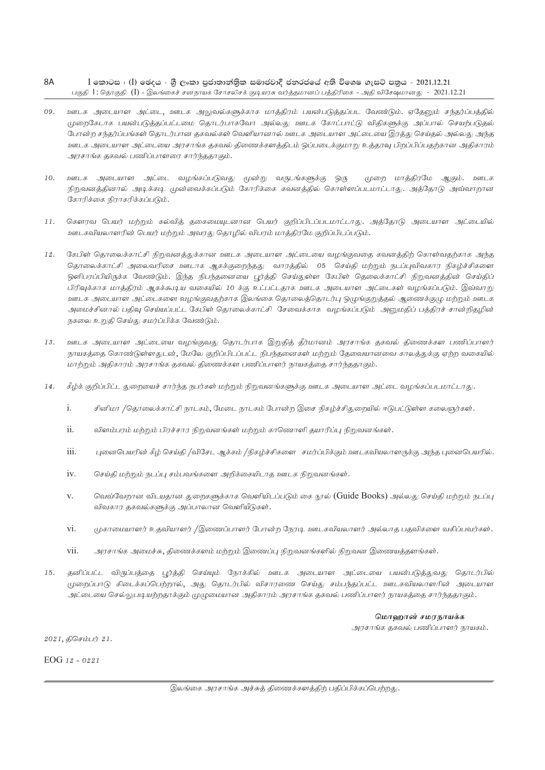09. ஊடக அடையாள அட்டை, ஊடக அலுவல்களுக்காக மாத்திரம் பயன்படுத்தப்பட வேண்டும். ஏதேனும் சந்தர்ப்பத்தில் முறைகேடாக பயன்படுத்தப்பட்டமை தொடர்பாகவோ அல்லது ஊடக கோட்பாட்டு விதிகளுக்கு அப்பால் செயற்படுதல் போன்ற சந்தர்ப்பங்கள் தொடர்பான தகவல்கள் வெளியானால் ஊடக அடையாள அட்டையை இரத்து செய்தல் அல்லது அந்த ஊடக அடையாள அட்டையை அரசாங்க தகவல் திணைக்களத்திடம் ஒப்படைக்குமாறு உத்தரவு பிறப்பிப்பதற்கான அதிகாரம் அரசாங்க தகவல் பணிப்பாளரை சார்ந்ததாகும்.

10. ஊடக அடையாள அட்டை வழங்கப்படுவது மூன்று வருடங்களுக்கு ஒரு முறை மாத்திரமே ஆகும். ஊடக நிறுவனத்தினால் அடிக்கடி முன்வைக்கப்படும் கோரிக்கை கவனத்தில் கொள்ளப்படமாட்டாது. அத்தோடு அவ்வாறான கோரிக்கை நிராகரிக்கப்படும்.

11. கௌரவ பெயர் மற்றும் கல்வித் தகைமையுடனான பெயர் குறிப்பிடப்படமாட்டாது. அத்தோடு அடையாள அட்டையில் ஊடகவியலாளரின் பெயர் மற்றும் அவரது தொழில் விபரம் மாத்திரமே குறிப்பிடப்படும்.

12. கேபிள் தொலைக்காட்சி நிறுவனத்துக்கான ஊடக அடையாள அட்டையை வழங்குவதை கவனத்திற் கொள்வதற்காக அந்த தொலைக்காட்சி அலைவரிசை ஊடாக ஆகக்குறைந்தது வாரத்தில் 05 செய்தி மற்றும் நடப்புவிவகார நிகழ்ச்சிகளை ஒளிபரப்பியிருக்க வேண்டும். இந்த நிபந்தனையை பூர்த்தி செய்துள்ள கேபிள் தொலைக்காட்சி நிறுவனத்தின் செய்திப் பிரிவுக்காக மாத்திரம் ஆகக்கூடிய வகையில் 10 க்கு உட்பட்டதாக ஊடக அடையாள அட்டைகள் வழங்கப்படும். இவ்வாறு ஊடக அடையாள அட்டைகளை வழங்குவதற்காக இலங்கை தொலைத்தொடர்பு ஒழுங்குறுத்தல் ஆணைக்குழு மற்றும் ஊடக அமைச்சினால் பதிவு செய்யப்பட்ட கேபிள் தொலைக்காட்சி சேவைக்காக வழங்கப்படும் அனுமதிப் பத்திரச் சான்றிதழின் நகலை உறுதி செய்து சமர்ப்பிக்க வேண்டும்.

13. ஊடக அடையாள அட்டையை வழங்குவது தொடர்பாக இறுதித் தீர்மானம் அரசாங்க தகவல் திணைக்கள பணிப்பாளர் நாயகத்தை கொண்டுள்ளதுடன், மேலே குறிப்பிடப்பட்ட நிபந்தனைகள் மற்றும் தேவையானவை காலத்துக்கு ஏற்ற வகையில் மாற்றும் அதிகாரம் அரசாங்க தகவல் திணைக்கள பணிப்பாளர் நாயகத்தை சார்ந்ததாகும்.

14. கீழ்க் குறிப்பிட்ட துறையைச் சார்ந்த நபர்கள் மற்றும் நிறுவனங்களுக்கு ஊடக அடையாள அட்டை வழங்கப்படமாட்டாது.

   i. சினிமா /தொலைக்காட்சி நாடகம், மேடை நாடகம் போன்ற இசை நிகழ்ச்சிதுறையில் ஈடுபட்டுள்ள கலைஞர்கள்.

   ii. விளம்பரம் மற்றும் பிரச்சார நிறுவனங்கள் மற்றும் காணொளி தயாரிப்பு நிறுவனங்கள்.

   iii. புனைபெயரின் கீழ் செய்தி /விசேட ஆக்கம் /நிகழ்ச்சிகளை சமர்ப்பிக்கும் ஊடகவியலாளருக்கு அந்த புனைபெயரில்.

   iv. செய்தி மற்றும் நடப்பு சம்பவங்களை அறிக்கையிடாத ஊடக நிறுவனங்கள்.

   v. வெவ்வேறான விடயதான துறைகளுக்காக வெளியிடப்படும் கை நூல் (Guide Books) அல்லது செய்தி மற்றும் நடப்பு விவகார தகவல்களுக்கு அப்பாலான வெளியீடுகள்.

   vi. முகாமையாளர் உதவியாளர் /இணைப்பாளர் போன்ற நேரடி ஊடகவியலாளர் அல்லாத பதவிகளை வகிப்பவர்கள்.

   vii. அரசாங்க அமைச்சு, திணைக்களம் மற்றும் இணைப்பு நிறுவனங்களில் நிறுவன இணையத்தளங்கள்.

15. தனிப்பட்ட விருப்பத்தை பூர்த்தி செய்யும் நோக்கில் ஊடக அடையாள அட்டையை பயன்படுத்துவது தொடர்பில் முறைப்பாடு கிடைக்கப்பெற்றால், அது தொடர்பில் விசாரணை செய்து சம்பந்தப்பட்ட ஊடகவியலாளரின் அடையாள அட்டையை செல்லுபடியற்றதாக்கும் முழுமையான அதிகாரம் அரசாங்க தகவல் பணிப்பாளர் நாயகத்தை சார்ந்ததாகும்.

**மொஹான் சமரநாயக்க**
அரசாங்க தகவல் பணிப்பாளர் நாயகம்.

2021, திசெம்பர் 21.

EOG 12 - 0221

இலங்கை அரசாங்க அச்சுத் திணைக்களத்திற் பதிப்பிக்கப்பெற்றது.